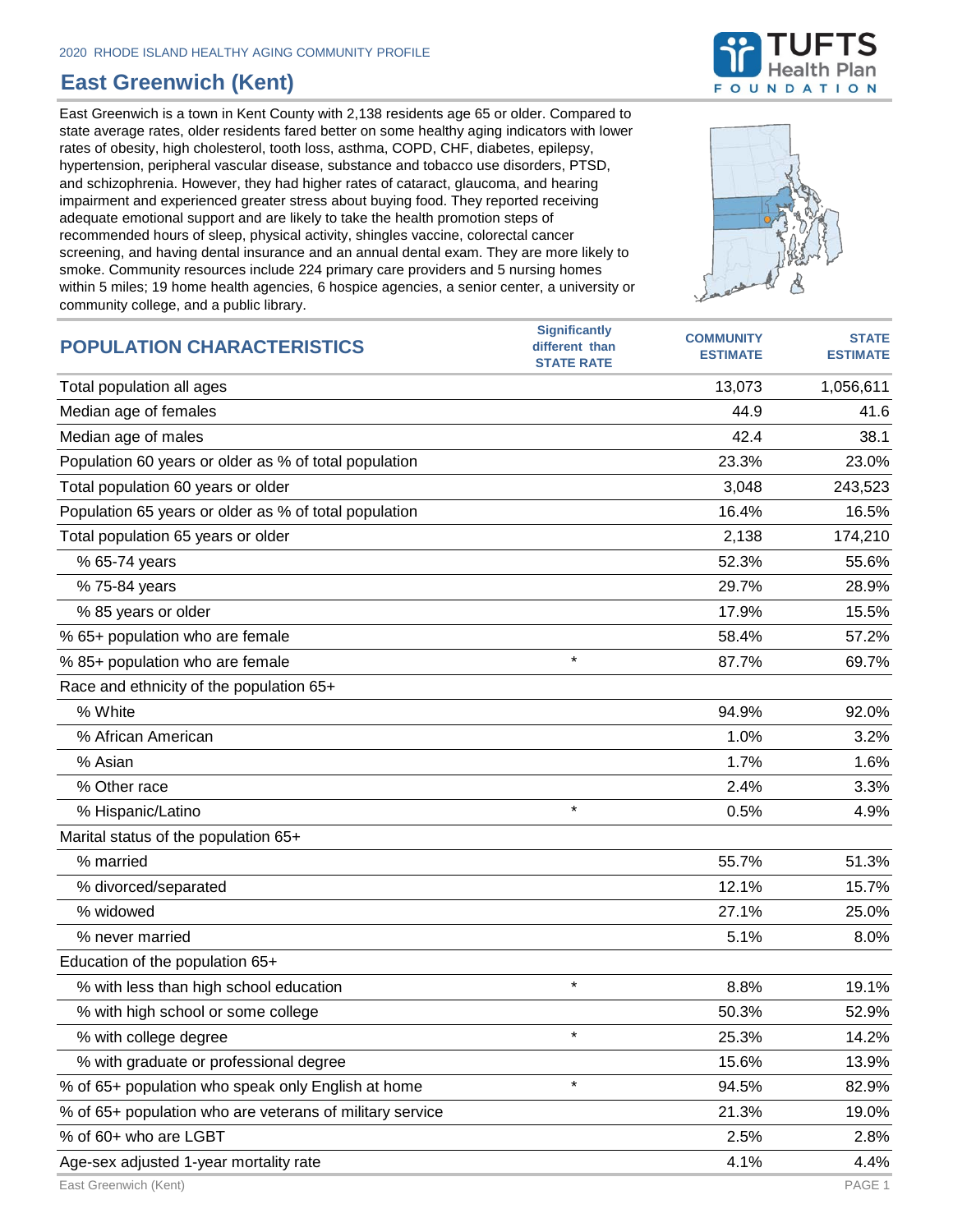2020 RHODE ISLAND HEALTHY AGING COMMUNITY PROFILE

# East Greenwich (Kent)

East Greenwich is a town in Kent County with 2,138 residents age 65 or older. Compared to state average rates, older residents fared better on some healthy aging indicators with lower rates of obesity, high cholesterol, tooth loss, asthma, COPD, CHF, diabetes, epilepsy, hypertension, peripheral vascular disease, substance and tobacco use disorders, PTSD, and schizophrenia. However, they had higher rates of cataract, glaucoma, and hearing impairment and experienced greater stress about buying food. They reported receiving adequate emotional support and are likely to take the health promotion steps of recommended hours of sleep, physical activity, shingles vaccine, colorectal cancer screening, and having dental insurance and an annual dental exam. They are more likely to smoke. Community resources include 224 primary care providers and 5 nursing homes within 5 miles; 19 home health agencies, 6 hospice agencies, a senior center, a university or community college, and a public library.

| POPULATION CHARACTERISTICS | Significantly different than STATE RATE | COMMUNITY ESTIMATE | STATE ESTIMATE |
|---|---|---|---|
| Total population all ages | | 13,073 | 1,056,611 |
| Median age of females | | 44.9 | 41.6 |
| Median age of males | | 42.4 | 38.1 |
| Population 60 years or older as % of total population | | 23.3% | 23.0% |
| Total population 60 years or older | | 3,048 | 243,523 |
| Population 65 years or older as % of total population | | 16.4% | 16.5% |
| Total population 65 years or older | | 2,138 | 174,210 |
| % 65-74 years | | 52.3% | 55.6% |
| % 75-84 years | | 29.7% | 28.9% |
| % 85 years or older | | 17.9% | 15.5% |
| % 65+ population who are female | | 58.4% | 57.2% |
| % 85+ population who are female | * | 87.7% | 69.7% |
| Race and ethnicity of the population 65+ | | | |
| % White | | 94.9% | 92.0% |
| % African American | | 1.0% | 3.2% |
| % Asian | | 1.7% | 1.6% |
| % Other race | | 2.4% | 3.3% |
| % Hispanic/Latino | * | 0.5% | 4.9% |
| Marital status of the population 65+ | | | |
| % married | | 55.7% | 51.3% |
| % divorced/separated | | 12.1% | 15.7% |
| % widowed | | 27.1% | 25.0% |
| % never married | | 5.1% | 8.0% |
| Education of the population 65+ | | | |
| % with less than high school education | * | 8.8% | 19.1% |
| % with high school or some college | | 50.3% | 52.9% |
| % with college degree | * | 25.3% | 14.2% |
| % with graduate or professional degree | | 15.6% | 13.9% |
| % of 65+ population who speak only English at home | * | 94.5% | 82.9% |
| % of 65+ population who are veterans of military service | | 21.3% | 19.0% |
| % of 60+ who are LGBT | | 2.5% | 2.8% |
| Age-sex adjusted 1-year mortality rate | | 4.1% | 4.4% |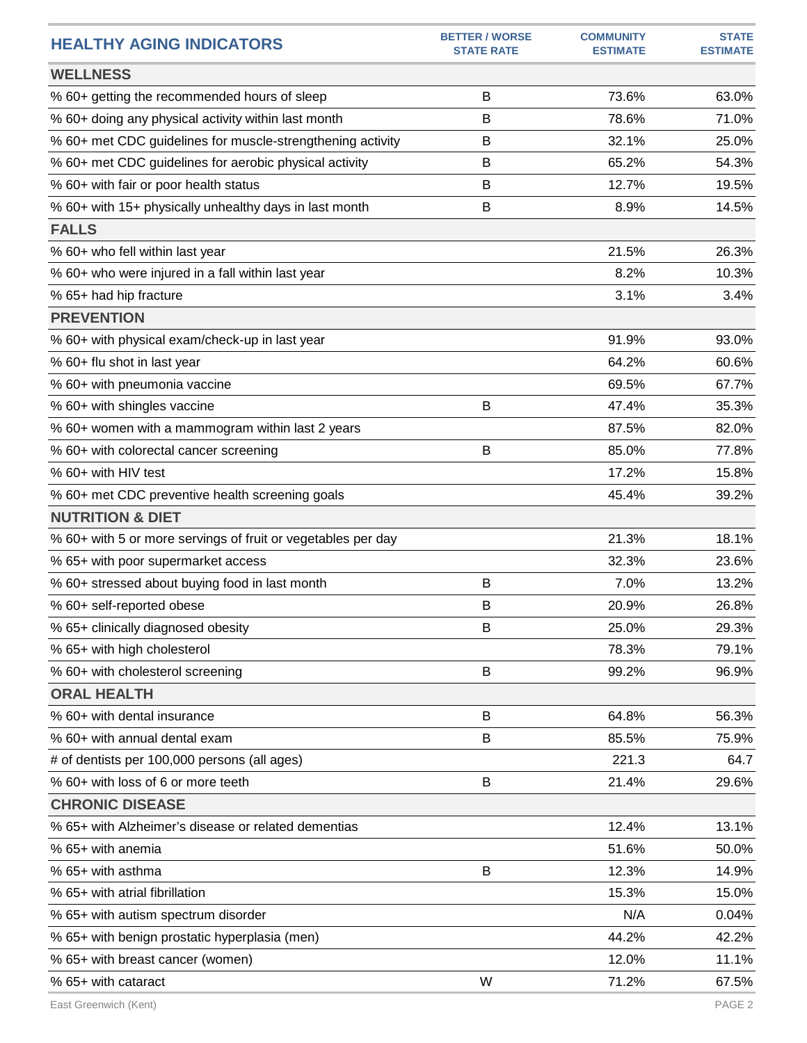| HEALTHY AGING INDICATORS | BETTER / WORSE STATE RATE | COMMUNITY ESTIMATE | STATE ESTIMATE |
|---|---|---|---|
| **WELLNESS** | | | |
| % 60+ getting the recommended hours of sleep | B | 73.6% | 63.0% |
| % 60+ doing any physical activity within last month | B | 78.6% | 71.0% |
| % 60+ met CDC guidelines for muscle-strengthening activity | B | 32.1% | 25.0% |
| % 60+ met CDC guidelines for aerobic physical activity | B | 65.2% | 54.3% |
| % 60+ with fair or poor health status | B | 12.7% | 19.5% |
| % 60+ with 15+ physically unhealthy days in last month | B | 8.9% | 14.5% |
| **FALLS** | | | |
| % 60+ who fell within last year | | 21.5% | 26.3% |
| % 60+ who were injured in a fall within last year | | 8.2% | 10.3% |
| % 65+ had hip fracture | | 3.1% | 3.4% |
| **PREVENTION** | | | |
| % 60+ with physical exam/check-up in last year | | 91.9% | 93.0% |
| % 60+ flu shot in last year | | 64.2% | 60.6% |
| % 60+ with pneumonia vaccine | | 69.5% | 67.7% |
| % 60+ with shingles vaccine | B | 47.4% | 35.3% |
| % 60+ women with a mammogram within last 2 years | | 87.5% | 82.0% |
| % 60+ with colorectal cancer screening | B | 85.0% | 77.8% |
| % 60+ with HIV test | | 17.2% | 15.8% |
| % 60+ met CDC preventive health screening goals | | 45.4% | 39.2% |
| **NUTRITION & DIET** | | | |
| % 60+ with 5 or more servings of fruit or vegetables per day | | 21.3% | 18.1% |
| % 65+ with poor supermarket access | | 32.3% | 23.6% |
| % 60+ stressed about buying food in last month | B | 7.0% | 13.2% |
| % 60+ self-reported obese | B | 20.9% | 26.8% |
| % 65+ clinically diagnosed obesity | B | 25.0% | 29.3% |
| % 65+ with high cholesterol | | 78.3% | 79.1% |
| % 60+ with cholesterol screening | B | 99.2% | 96.9% |
| **ORAL HEALTH** | | | |
| % 60+ with dental insurance | B | 64.8% | 56.3% |
| % 60+ with annual dental exam | B | 85.5% | 75.9% |
| # of dentists per 100,000 persons (all ages) | | 221.3 | 64.7 |
| % 60+ with loss of 6 or more teeth | B | 21.4% | 29.6% |
| **CHRONIC DISEASE** | | | |
| % 65+ with Alzheimer's disease or related dementias | | 12.4% | 13.1% |
| % 65+ with anemia | | 51.6% | 50.0% |
| % 65+ with asthma | B | 12.3% | 14.9% |
| % 65+ with atrial fibrillation | | 15.3% | 15.0% |
| % 65+ with autism spectrum disorder | | N/A | 0.04% |
| % 65+ with benign prostatic hyperplasia (men) | | 44.2% | 42.2% |
| % 65+ with breast cancer (women) | | 12.0% | 11.1% |
| % 65+ with cataract | W | 71.2% | 67.5% |

East Greenwich (Kent)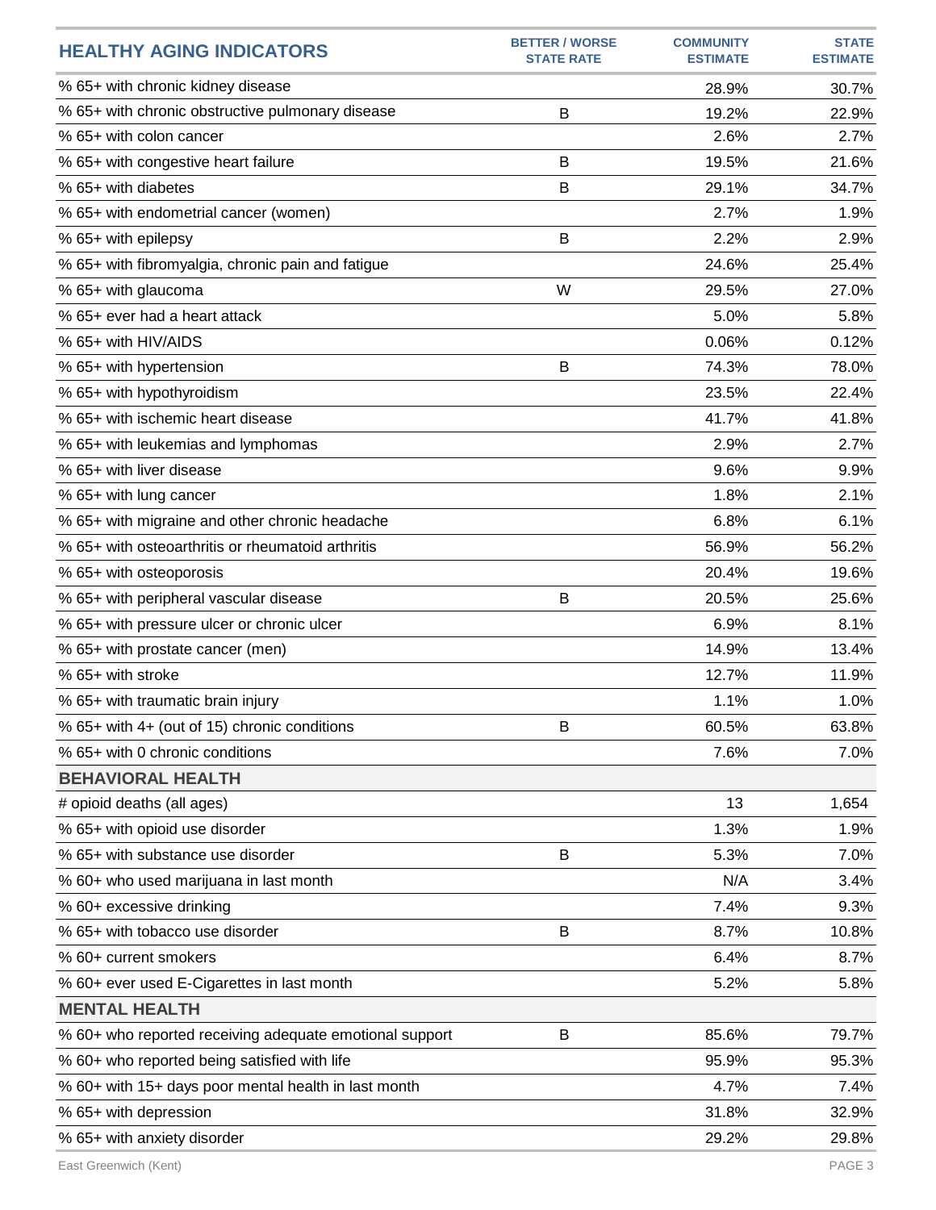| HEALTHY AGING INDICATORS | BETTER / WORSE STATE RATE | COMMUNITY ESTIMATE | STATE ESTIMATE |
|---|---|---|---|
| % 65+ with chronic kidney disease | | 28.9% | 30.7% |
| % 65+ with chronic obstructive pulmonary disease | B | 19.2% | 22.9% |
| % 65+ with colon cancer | | 2.6% | 2.7% |
| % 65+ with congestive heart failure | B | 19.5% | 21.6% |
| % 65+ with diabetes | B | 29.1% | 34.7% |
| % 65+ with endometrial cancer (women) | | 2.7% | 1.9% |
| % 65+ with epilepsy | B | 2.2% | 2.9% |
| % 65+ with fibromyalgia, chronic pain and fatigue | | 24.6% | 25.4% |
| % 65+ with glaucoma | W | 29.5% | 27.0% |
| % 65+ ever had a heart attack | | 5.0% | 5.8% |
| % 65+ with HIV/AIDS | | 0.06% | 0.12% |
| % 65+ with hypertension | B | 74.3% | 78.0% |
| % 65+ with hypothyroidism | | 23.5% | 22.4% |
| % 65+ with ischemic heart disease | | 41.7% | 41.8% |
| % 65+ with leukemias and lymphomas | | 2.9% | 2.7% |
| % 65+ with liver disease | | 9.6% | 9.9% |
| % 65+ with lung cancer | | 1.8% | 2.1% |
| % 65+ with migraine and other chronic headache | | 6.8% | 6.1% |
| % 65+ with osteoarthritis or rheumatoid arthritis | | 56.9% | 56.2% |
| % 65+ with osteoporosis | | 20.4% | 19.6% |
| % 65+ with peripheral vascular disease | B | 20.5% | 25.6% |
| % 65+ with pressure ulcer or chronic ulcer | | 6.9% | 8.1% |
| % 65+ with prostate cancer (men) | | 14.9% | 13.4% |
| % 65+ with stroke | | 12.7% | 11.9% |
| % 65+ with traumatic brain injury | | 1.1% | 1.0% |
| % 65+ with 4+ (out of 15) chronic conditions | B | 60.5% | 63.8% |
| % 65+ with 0 chronic conditions | | 7.6% | 7.0% |
| **BEHAVIORAL HEALTH** | | | |
| # opioid deaths (all ages) | | 13 | 1,654 |
| % 65+ with opioid use disorder | | 1.3% | 1.9% |
| % 65+ with substance use disorder | B | 5.3% | 7.0% |
| % 60+ who used marijuana in last month | | N/A | 3.4% |
| % 60+ excessive drinking | | 7.4% | 9.3% |
| % 65+ with tobacco use disorder | B | 8.7% | 10.8% |
| % 60+ current smokers | | 6.4% | 8.7% |
| % 60+ ever used E-Cigarettes in last month | | 5.2% | 5.8% |
| **MENTAL HEALTH** | | | |
| % 60+ who reported receiving adequate emotional support | B | 85.6% | 79.7% |
| % 60+ who reported being satisfied with life | | 95.9% | 95.3% |
| % 60+ with 15+ days poor mental health in last month | | 4.7% | 7.4% |
| % 65+ with depression | | 31.8% | 32.9% |
| % 65+ with anxiety disorder | | 29.2% | 29.8% |

East Greenwich (Kent)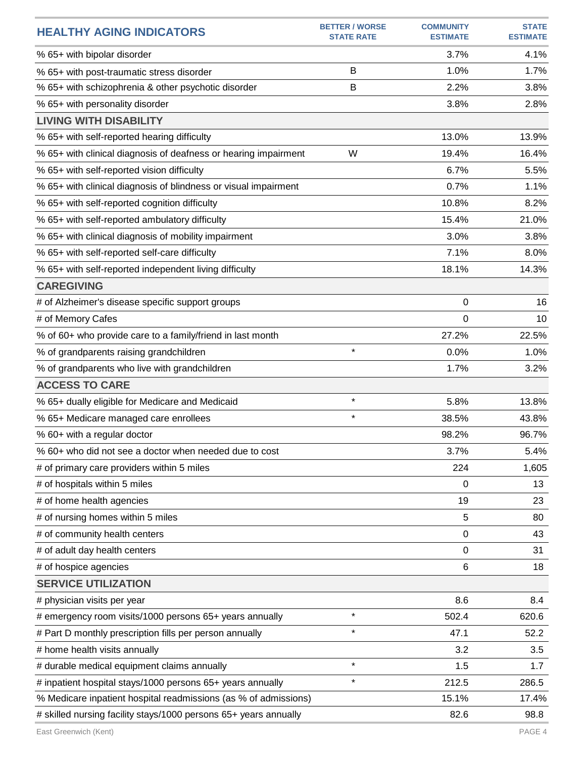| HEALTHY AGING INDICATORS | BETTER / WORSE STATE RATE | COMMUNITY ESTIMATE | STATE ESTIMATE |
|---|---|---|---|
| % 65+ with bipolar disorder | | 3.7% | 4.1% |
| % 65+ with post-traumatic stress disorder | B | 1.0% | 1.7% |
| % 65+ with schizophrenia & other psychotic disorder | B | 2.2% | 3.8% |
| % 65+ with personality disorder | | 3.8% | 2.8% |
| **LIVING WITH DISABILITY** | | | |
| % 65+ with self-reported hearing difficulty | | 13.0% | 13.9% |
| % 65+ with clinical diagnosis of deafness or hearing impairment | W | 19.4% | 16.4% |
| % 65+ with self-reported vision difficulty | | 6.7% | 5.5% |
| % 65+ with clinical diagnosis of blindness or visual impairment | | 0.7% | 1.1% |
| % 65+ with self-reported cognition difficulty | | 10.8% | 8.2% |
| % 65+ with self-reported ambulatory difficulty | | 15.4% | 21.0% |
| % 65+ with clinical diagnosis of mobility impairment | | 3.0% | 3.8% |
| % 65+ with self-reported self-care difficulty | | 7.1% | 8.0% |
| % 65+ with self-reported independent living difficulty | | 18.1% | 14.3% |
| **CAREGIVING** | | | |
| # of Alzheimer's disease specific support groups | | 0 | 16 |
| # of Memory Cafes | | 0 | 10 |
| % of 60+ who provide care to a family/friend in last month | | 27.2% | 22.5% |
| % of grandparents raising grandchildren | * | 0.0% | 1.0% |
| % of grandparents who live with grandchildren | | 1.7% | 3.2% |
| **ACCESS TO CARE** | | | |
| % 65+ dually eligible for Medicare and Medicaid | * | 5.8% | 13.8% |
| % 65+ Medicare managed care enrollees | * | 38.5% | 43.8% |
| % 60+ with a regular doctor | | 98.2% | 96.7% |
| % 60+ who did not see a doctor when needed due to cost | | 3.7% | 5.4% |
| # of primary care providers within 5 miles | | 224 | 1,605 |
| # of hospitals within 5 miles | | 0 | 13 |
| # of home health agencies | | 19 | 23 |
| # of nursing homes within 5 miles | | 5 | 80 |
| # of community health centers | | 0 | 43 |
| # of adult day health centers | | 0 | 31 |
| # of hospice agencies | | 6 | 18 |
| **SERVICE UTILIZATION** | | | |
| # physician visits per year | | 8.6 | 8.4 |
| # emergency room visits/1000 persons 65+ years annually | * | 502.4 | 620.6 |
| # Part D monthly prescription fills per person annually | * | 47.1 | 52.2 |
| # home health visits annually | | 3.2 | 3.5 |
| # durable medical equipment claims annually | * | 1.5 | 1.7 |
| # inpatient hospital stays/1000 persons 65+ years annually | * | 212.5 | 286.5 |
| % Medicare inpatient hospital readmissions (as % of admissions) | | 15.1% | 17.4% |
| # skilled nursing facility stays/1000 persons 65+ years annually | | 82.6 | 98.8 |

East Greenwich (Kent)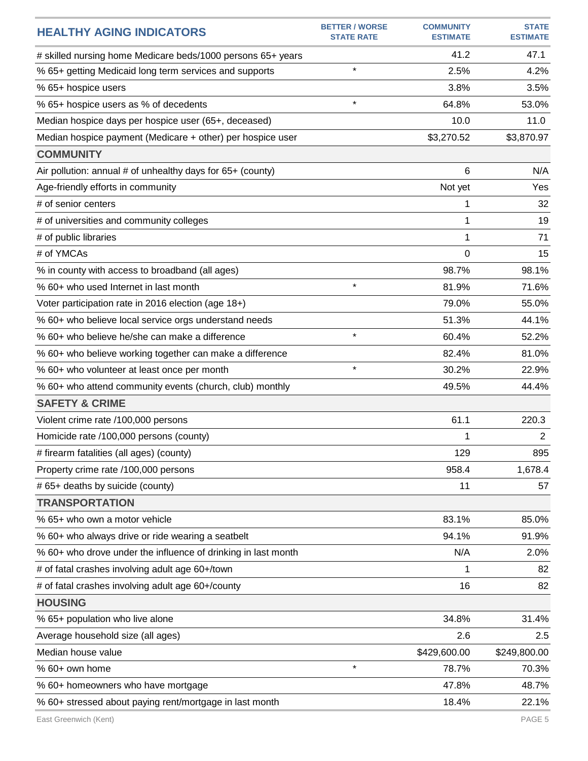| HEALTHY AGING INDICATORS | BETTER / WORSE STATE RATE | COMMUNITY ESTIMATE | STATE ESTIMATE |
|---|---|---|---|
| # skilled nursing home Medicare beds/1000 persons 65+ years | | 41.2 | 47.1 |
| % 65+ getting Medicaid long term services and supports | * | 2.5% | 4.2% |
| % 65+ hospice users | | 3.8% | 3.5% |
| % 65+ hospice users as % of decedents | * | 64.8% | 53.0% |
| Median hospice days per hospice user (65+, deceased) | | 10.0 | 11.0 |
| Median hospice payment (Medicare + other) per hospice user | | $3,270.52 | $3,870.97 |
| **COMMUNITY** | | | |
| Air pollution: annual # of unhealthy days for 65+ (county) | | 6 | N/A |
| Age-friendly efforts in community | | Not yet | Yes |
| # of senior centers | | 1 | 32 |
| # of universities and community colleges | | 1 | 19 |
| # of public libraries | | 1 | 71 |
| # of YMCAs | | 0 | 15 |
| % in county with access to broadband (all ages) | | 98.7% | 98.1% |
| % 60+ who used Internet in last month | * | 81.9% | 71.6% |
| Voter participation rate in 2016 election (age 18+) | | 79.0% | 55.0% |
| % 60+ who believe local service orgs understand needs | | 51.3% | 44.1% |
| % 60+ who believe he/she can make a difference | * | 60.4% | 52.2% |
| % 60+ who believe working together can make a difference | | 82.4% | 81.0% |
| % 60+ who volunteer at least once per month | * | 30.2% | 22.9% |
| % 60+ who attend community events (church, club) monthly | | 49.5% | 44.4% |
| **SAFETY & CRIME** | | | |
| Violent crime rate /100,000 persons | | 61.1 | 220.3 |
| Homicide rate /100,000 persons (county) | | 1 | 2 |
| # firearm fatalities (all ages) (county) | | 129 | 895 |
| Property crime rate /100,000 persons | | 958.4 | 1,678.4 |
| # 65+ deaths by suicide (county) | | 11 | 57 |
| **TRANSPORTATION** | | | |
| % 65+ who own a motor vehicle | | 83.1% | 85.0% |
| % 60+ who always drive or ride wearing a seatbelt | | 94.1% | 91.9% |
| % 60+ who drove under the influence of drinking in last month | | N/A | 2.0% |
| # of fatal crashes involving adult age 60+/town | | 1 | 82 |
| # of fatal crashes involving adult age 60+/county | | 16 | 82 |
| **HOUSING** | | | |
| % 65+ population who live alone | | 34.8% | 31.4% |
| Average household size (all ages) | | 2.6 | 2.5 |
| Median house value | | $429,600.00 | $249,800.00 |
| % 60+ own home | * | 78.7% | 70.3% |
| % 60+ homeowners who have mortgage | | 47.8% | 48.7% |
| % 60+ stressed about paying rent/mortgage in last month | | 18.4% | 22.1% |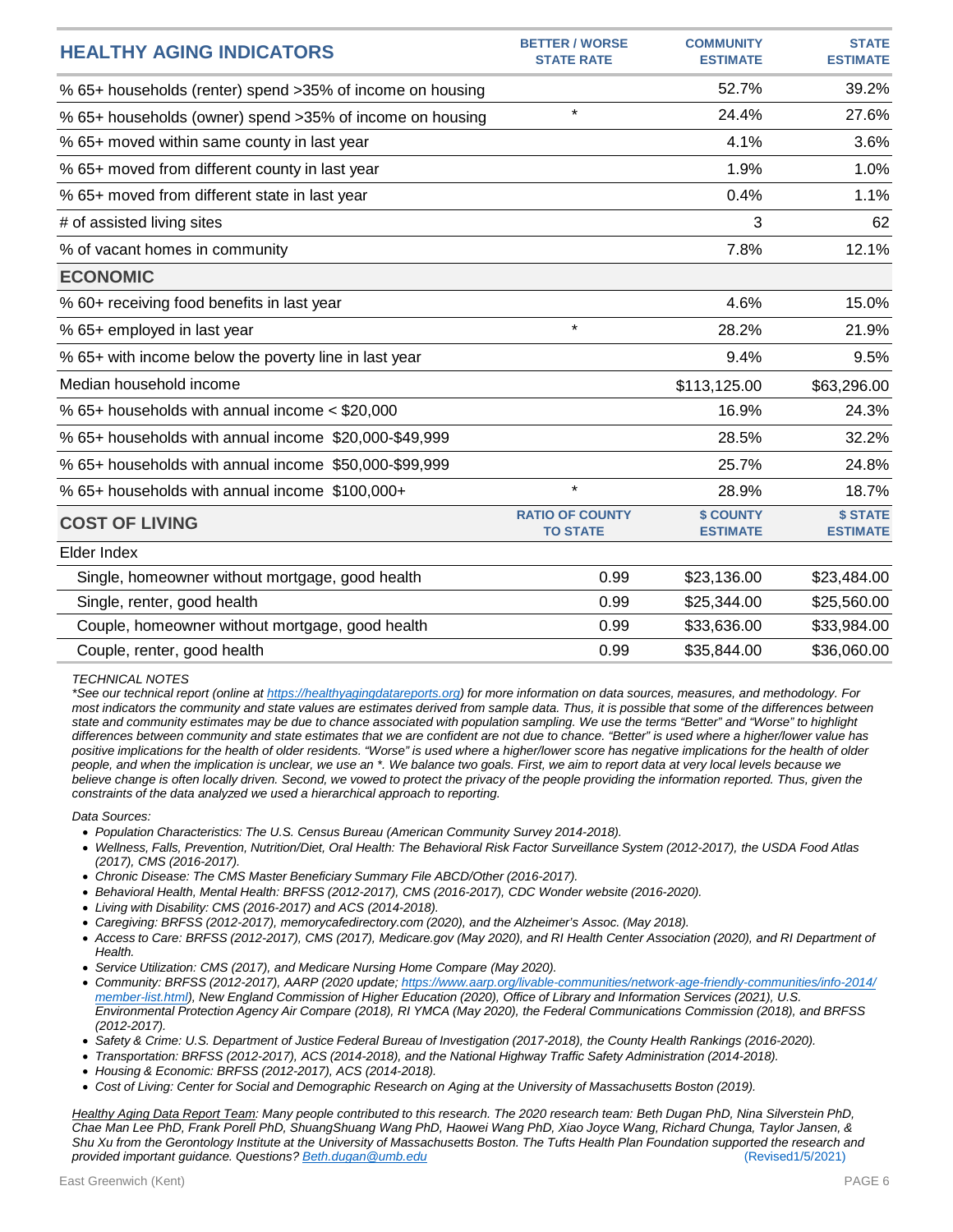| HEALTHY AGING INDICATORS | BETTER / WORSE STATE RATE | COMMUNITY ESTIMATE | STATE ESTIMATE |
|---|---|---|---|
| % 65+ households (renter) spend >35% of income on housing | | 52.7% | 39.2% |
| % 65+ households (owner) spend >35% of income on housing | * | 24.4% | 27.6% |
| % 65+ moved within same county in last year | | 4.1% | 3.6% |
| % 65+ moved from different county in last year | | 1.9% | 1.0% |
| % 65+ moved from different state in last year | | 0.4% | 1.1% |
| # of assisted living sites | | 3 | 62 |
| % of vacant homes in community | | 7.8% | 12.1% |
| **ECONOMIC** | | | |
| % 60+ receiving food benefits in last year | | 4.6% | 15.0% |
| % 65+ employed in last year | * | 28.2% | 21.9% |
| % 65+ with income below the poverty line in last year | | 9.4% | 9.5% |
| Median household income | | $113,125.00 | $63,296.00 |
| % 65+ households with annual income < $20,000 | | 16.9% | 24.3% |
| % 65+ households with annual income $20,000-$49,999 | | 28.5% | 32.2% |
| % 65+ households with annual income $50,000-$99,999 | | 25.7% | 24.8% |
| % 65+ households with annual income $100,000+ | * | 28.9% | 18.7% |
| **COST OF LIVING** | **RATIO OF COUNTY TO STATE** | **$ COUNTY ESTIMATE** | **$ STATE ESTIMATE** |
| Elder Index | | | |
| Single, homeowner without mortgage, good health | 0.99 | $23,136.00 | $23,484.00 |
| Single, renter, good health | 0.99 | $25,344.00 | $25,560.00 |
| Couple, homeowner without mortgage, good health | 0.99 | $33,636.00 | $33,984.00 |
| Couple, renter, good health | 0.99 | $35,844.00 | $36,060.00 |

*TECHNICAL NOTES*

*\*See our technical report (online at https://healthyagingdatareports.org) for more information on data sources, measures, and methodology. For most indicators the community and state values are estimates derived from sample data. Thus, it is possible that some of the differences between state and community estimates may be due to chance associated with population sampling. We use the terms "Better" and "Worse" to highlight differences between community and state estimates that we are confident are not due to chance. "Better" is used where a higher/lower value has positive implications for the health of older residents. "Worse" is used where a higher/lower score has negative implications for the health of older people, and when the implication is unclear, we use an \*. We balance two goals. First, we aim to report data at very local levels because we believe change is often locally driven. Second, we vowed to protect the privacy of the people providing the information reported. Thus, given the constraints of the data analyzed we used a hierarchical approach to reporting.*

*Data Sources:*

- *Population Characteristics: The U.S. Census Bureau (American Community Survey 2014-2018).*
- *Wellness, Falls, Prevention, Nutrition/Diet, Oral Health: The Behavioral Risk Factor Surveillance System (2012-2017), the USDA Food Atlas (2017), CMS (2016-2017).*
- *Chronic Disease: The CMS Master Beneficiary Summary File ABCD/Other (2016-2017).*
- *Behavioral Health, Mental Health: BRFSS (2012-2017), CMS (2016-2017), CDC Wonder website (2016-2020).*
- *Living with Disability: CMS (2016-2017) and ACS (2014-2018).*
- *Caregiving: BRFSS (2012-2017), memorycafedirectory.com (2020), and the Alzheimer's Assoc. (May 2018).*
- *Access to Care: BRFSS (2012-2017), CMS (2017), Medicare.gov (May 2020), and RI Health Center Association (2020), and RI Department of Health.*
- *Service Utilization: CMS (2017), and Medicare Nursing Home Compare (May 2020).*
- *Community: BRFSS (2012-2017), AARP (2020 update; https://www.aarp.org/livable-communities/network-age-friendly-communities/info-2014/member-list.html), New England Commission of Higher Education (2020), Office of Library and Information Services (2021), U.S. Environmental Protection Agency Air Compare (2018), RI YMCA (May 2020), the Federal Communications Commission (2018), and BRFSS (2012-2017).*
- *Safety & Crime: U.S. Department of Justice Federal Bureau of Investigation (2017-2018), the County Health Rankings (2016-2020).*
- *Transportation: BRFSS (2012-2017), ACS (2014-2018), and the National Highway Traffic Safety Administration (2014-2018).*
- *Housing & Economic: BRFSS (2012-2017), ACS (2014-2018).*
- *Cost of Living: Center for Social and Demographic Research on Aging at the University of Massachusetts Boston (2019).*

*Healthy Aging Data Report Team: Many people contributed to this research. The 2020 research team: Beth Dugan PhD, Nina Silverstein PhD, Chae Man Lee PhD, Frank Porell PhD, ShuangShuang Wang PhD, Haowei Wang PhD, Xiao Joyce Wang, Richard Chunga, Taylor Jansen, & Shu Xu from the Gerontology Institute at the University of Massachusetts Boston. The Tufts Health Plan Foundation supported the research and provided important guidance. Questions? Beth.dugan@umb.edu* (Revised1/5/2021)